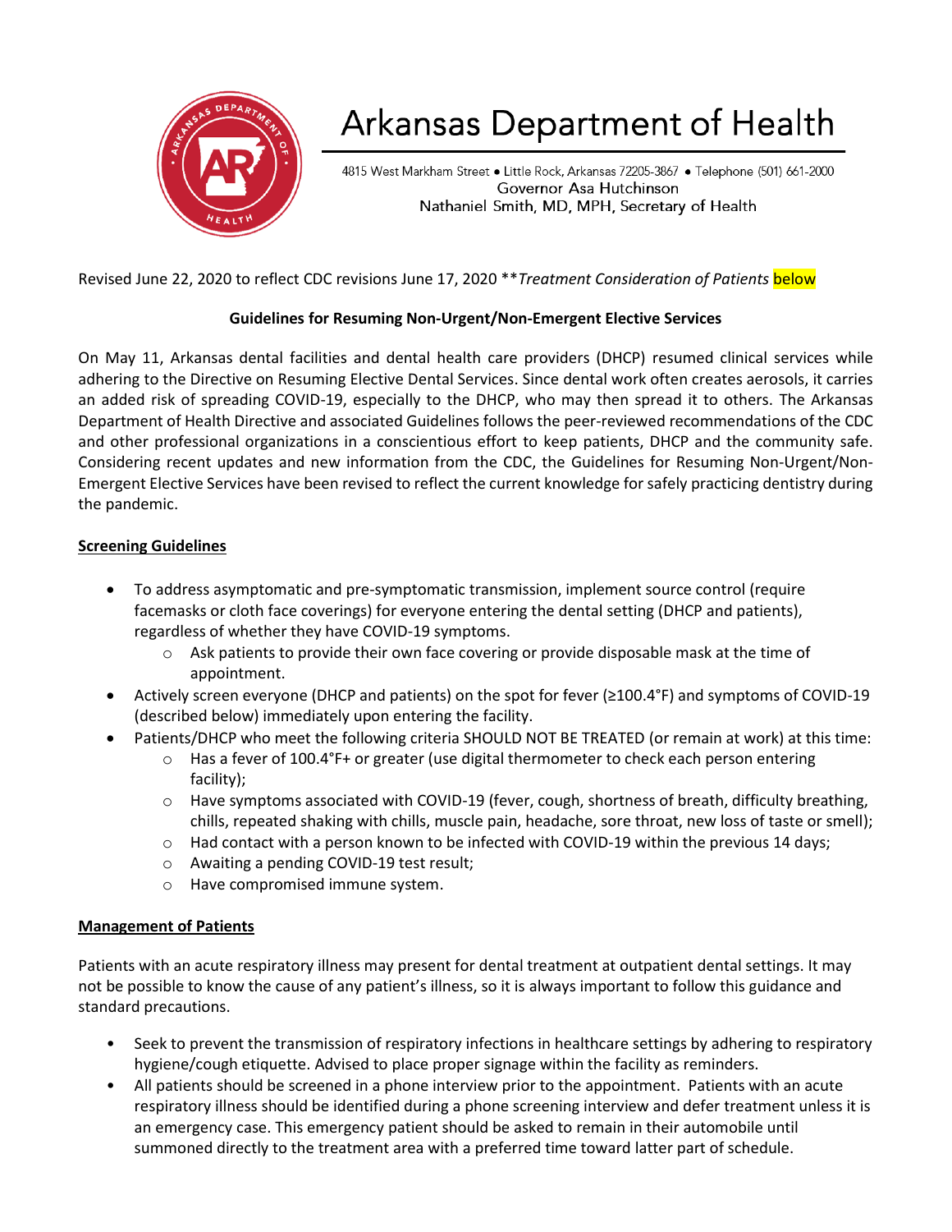# Arkansas Department of Health

4815 West Markham Street • Little Rock, Arkansas 72205-3867 • Telephone (501) 661-2000
Governor Asa Hutchinson
Nathaniel Smith, MD, MPH, Secretary of Health

Revised June 22, 2020 to reflect CDC revisions June 17, 2020 ***Treatment Consideration of Patients* below

**Guidelines for Resuming Non-Urgent/Non-Emergent Elective Services**

On May 11, Arkansas dental facilities and dental health care providers (DHCP) resumed clinical services while adhering to the Directive on Resuming Elective Dental Services. Since dental work often creates aerosols, it carries an added risk of spreading COVID-19, especially to the DHCP, who may then spread it to others. The Arkansas Department of Health Directive and associated Guidelines follows the peer-reviewed recommendations of the CDC and other professional organizations in a conscientious effort to keep patients, DHCP and the community safe. Considering recent updates and new information from the CDC, the Guidelines for Resuming Non-Urgent/Non-Emergent Elective Services have been revised to reflect the current knowledge for safely practicing dentistry during the pandemic.

## Screening Guidelines

- To address asymptomatic and pre-symptomatic transmission, implement source control (require facemasks or cloth face coverings) for everyone entering the dental setting (DHCP and patients), regardless of whether they have COVID-19 symptoms.
    - Ask patients to provide their own face covering or provide disposable mask at the time of appointment.
- Actively screen everyone (DHCP and patients) on the spot for fever (≥100.4°F) and symptoms of COVID-19 (described below) immediately upon entering the facility.
- Patients/DHCP who meet the following criteria SHOULD NOT BE TREATED (or remain at work) at this time:
    - Has a fever of 100.4°F+ or greater (use digital thermometer to check each person entering facility);
    - Have symptoms associated with COVID-19 (fever, cough, shortness of breath, difficulty breathing, chills, repeated shaking with chills, muscle pain, headache, sore throat, new loss of taste or smell);
    - Had contact with a person known to be infected with COVID-19 within the previous 14 days;
    - Awaiting a pending COVID-19 test result;
    - Have compromised immune system.

## Management of Patients

Patients with an acute respiratory illness may present for dental treatment at outpatient dental settings. It may not be possible to know the cause of any patient's illness, so it is always important to follow this guidance and standard precautions.

- Seek to prevent the transmission of respiratory infections in healthcare settings by adhering to respiratory hygiene/cough etiquette. Advised to place proper signage within the facility as reminders.
- All patients should be screened in a phone interview prior to the appointment. Patients with an acute respiratory illness should be identified during a phone screening interview and defer treatment unless it is an emergency case. This emergency patient should be asked to remain in their automobile until summoned directly to the treatment area with a preferred time toward latter part of schedule.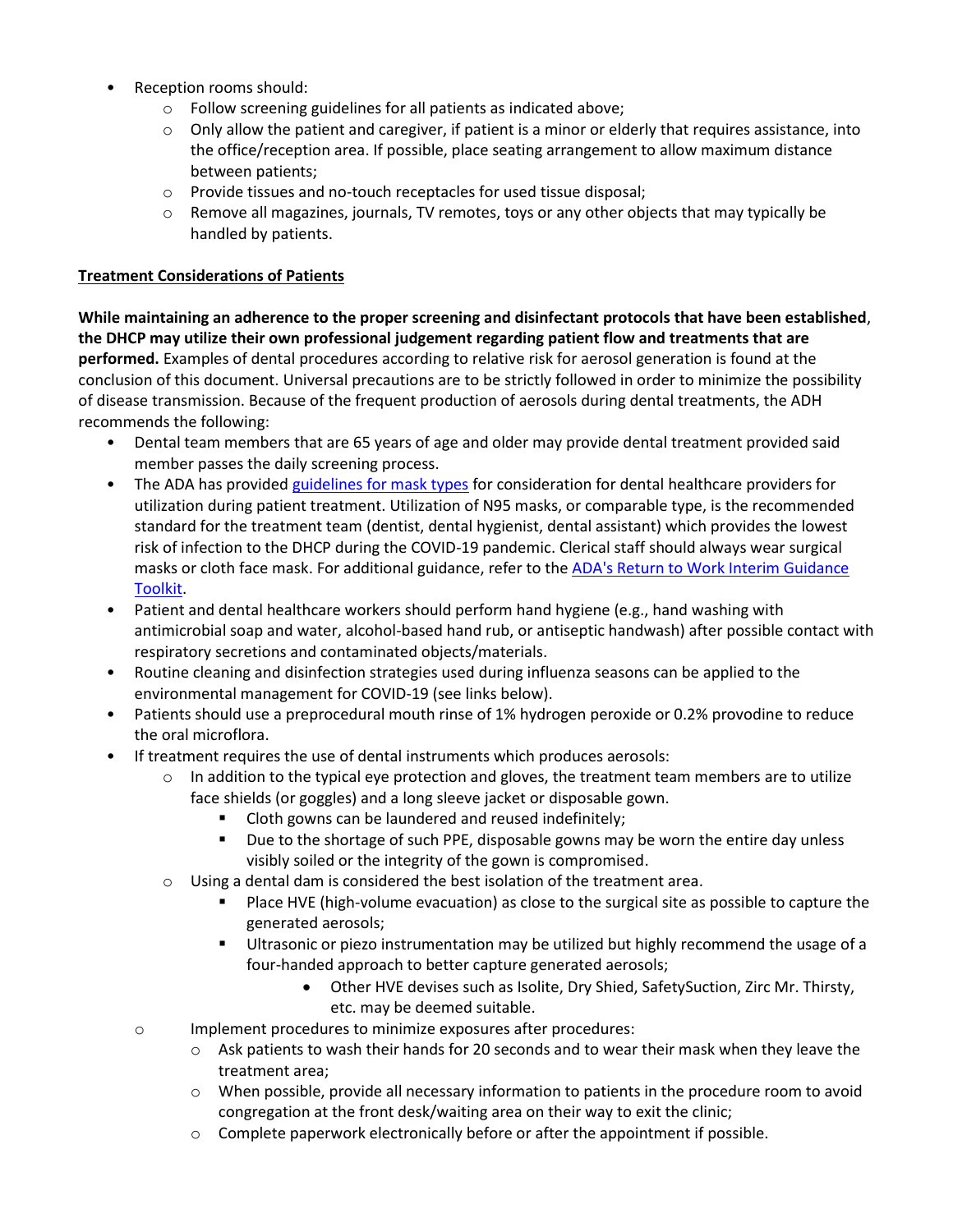- Reception rooms should:
    - Follow screening guidelines for all patients as indicated above;
    - Only allow the patient and caregiver, if patient is a minor or elderly that requires assistance, into the office/reception area. If possible, place seating arrangement to allow maximum distance between patients;
    - Provide tissues and no-touch receptacles for used tissue disposal;
    - Remove all magazines, journals, TV remotes, toys or any other objects that may typically be handled by patients.

**Treatment Considerations of Patients**

**While maintaining an adherence to the proper screening and disinfectant protocols that have been established**, **the DHCP may utilize their own professional judgement regarding patient flow and treatments that are performed.** Examples of dental procedures according to relative risk for aerosol generation is found at the conclusion of this document. Universal precautions are to be strictly followed in order to minimize the possibility of disease transmission. Because of the frequent production of aerosols during dental treatments, the ADH recommends the following:

- Dental team members that are 65 years of age and older may provide dental treatment provided said member passes the daily screening process.
- The ADA has provided guidelines for mask types for consideration for dental healthcare providers for utilization during patient treatment. Utilization of N95 masks, or comparable type, is the recommended standard for the treatment team (dentist, dental hygienist, dental assistant) which provides the lowest risk of infection to the DHCP during the COVID-19 pandemic. Clerical staff should always wear surgical masks or cloth face mask. For additional guidance, refer to the ADA's Return to Work Interim Guidance Toolkit.
- Patient and dental healthcare workers should perform hand hygiene (e.g., hand washing with antimicrobial soap and water, alcohol-based hand rub, or antiseptic handwash) after possible contact with respiratory secretions and contaminated objects/materials.
- Routine cleaning and disinfection strategies used during influenza seasons can be applied to the environmental management for COVID-19 (see links below).
- Patients should use a preprocedural mouth rinse of 1% hydrogen peroxide or 0.2% provodine to reduce the oral microflora.
- If treatment requires the use of dental instruments which produces aerosols:
    - In addition to the typical eye protection and gloves, the treatment team members are to utilize face shields (or goggles) and a long sleeve jacket or disposable gown.
        - Cloth gowns can be laundered and reused indefinitely;
        - Due to the shortage of such PPE, disposable gowns may be worn the entire day unless visibly soiled or the integrity of the gown is compromised.
    - Using a dental dam is considered the best isolation of the treatment area.
        - Place HVE (high-volume evacuation) as close to the surgical site as possible to capture the generated aerosols;
        - Ultrasonic or piezo instrumentation may be utilized but highly recommend the usage of a four-handed approach to better capture generated aerosols;
            - Other HVE devises such as Isolite, Dry Shied, SafetySuction, Zirc Mr. Thirsty, etc. may be deemed suitable.
    - Implement procedures to minimize exposures after procedures:
        - Ask patients to wash their hands for 20 seconds and to wear their mask when they leave the treatment area;
        - When possible, provide all necessary information to patients in the procedure room to avoid congregation at the front desk/waiting area on their way to exit the clinic;
        - Complete paperwork electronically before or after the appointment if possible.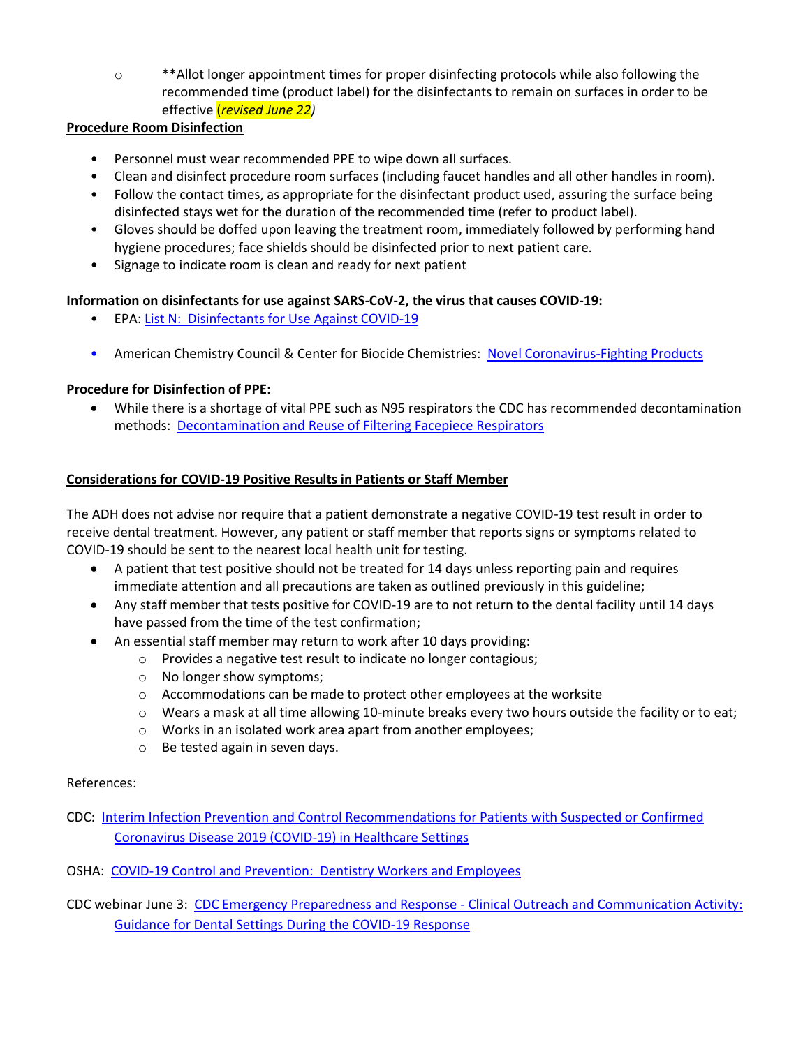- **Allot longer appointment times for proper disinfecting protocols while also following the recommended time (product label) for the disinfectants to remain on surfaces in order to be effective (*revised June 22*)

**Procedure Room Disinfection**

- Personnel must wear recommended PPE to wipe down all surfaces.
- Clean and disinfect procedure room surfaces (including faucet handles and all other handles in room).
- Follow the contact times, as appropriate for the disinfectant product used, assuring the surface being disinfected stays wet for the duration of the recommended time (refer to product label).
- Gloves should be doffed upon leaving the treatment room, immediately followed by performing hand hygiene procedures; face shields should be disinfected prior to next patient care.
- Signage to indicate room is clean and ready for next patient

**Information on disinfectants for use against SARS-CoV-2, the virus that causes COVID-19:**

- EPA: List N: Disinfectants for Use Against COVID-19
- American Chemistry Council & Center for Biocide Chemistries: Novel Coronavirus-Fighting Products

**Procedure for Disinfection of PPE:**

- While there is a shortage of vital PPE such as N95 respirators the CDC has recommended decontamination methods: Decontamination and Reuse of Filtering Facepiece Respirators

**Considerations for COVID-19 Positive Results in Patients or Staff Member**

The ADH does not advise nor require that a patient demonstrate a negative COVID-19 test result in order to receive dental treatment. However, any patient or staff member that reports signs or symptoms related to COVID-19 should be sent to the nearest local health unit for testing.

- A patient that test positive should not be treated for 14 days unless reporting pain and requires immediate attention and all precautions are taken as outlined previously in this guideline;
- Any staff member that tests positive for COVID-19 are to not return to the dental facility until 14 days have passed from the time of the test confirmation;
- An essential staff member may return to work after 10 days providing:
   - Provides a negative test result to indicate no longer contagious;
   - No longer show symptoms;
   - Accommodations can be made to protect other employees at the worksite
   - Wears a mask at all time allowing 10-minute breaks every two hours outside the facility or to eat;
   - Works in an isolated work area apart from another employees;
   - Be tested again in seven days.

References:

CDC: Interim Infection Prevention and Control Recommendations for Patients with Suspected or Confirmed Coronavirus Disease 2019 (COVID-19) in Healthcare Settings

OSHA: COVID-19 Control and Prevention: Dentistry Workers and Employees

CDC webinar June 3: CDC Emergency Preparedness and Response - Clinical Outreach and Communication Activity: Guidance for Dental Settings During the COVID-19 Response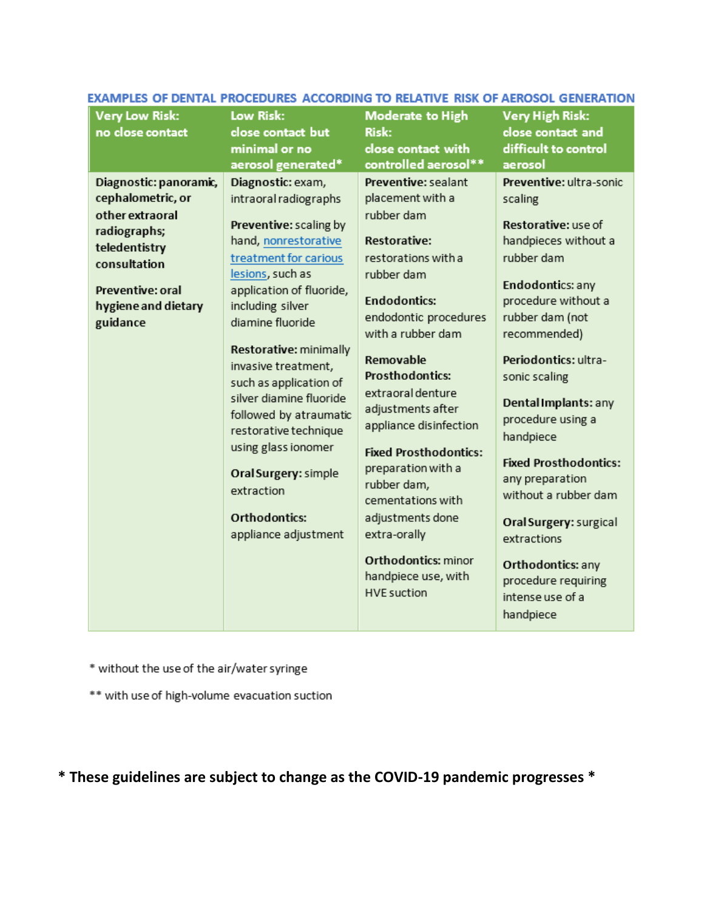**EXAMPLES OF DENTAL PROCEDURES ACCORDING TO RELATIVE RISK OF AEROSOL GENERATION**

| **Very Low Risk: no close contact** | **Low Risk: close contact but minimal or no aerosol generated*** | **Moderate to High Risk: close contact with controlled aerosol**** | **Very High Risk: close contact and difficult to control aerosol** |
|---|---|---|---|
| **Diagnostic: panoramic, cephalometric, or other extraoral radiographs; teledentistry consultation**<br><br>**Preventive: oral hygiene and dietary guidance** | **Diagnostic:** exam, intraoral radiographs<br><br>**Preventive:** scaling by hand, nonrestorative treatment for carious lesions, such as application of fluoride, including silver diamine fluoride<br><br>**Restorative:** minimally invasive treatment, such as application of silver diamine fluoride followed by atraumatic restorative technique using glass ionomer<br><br>**Oral Surgery:** simple extraction<br><br>**Orthodontics:** appliance adjustment | **Preventive:** sealant placement with a rubber dam<br><br>**Restorative:** restorations with a rubber dam<br><br>**Endodontics:** endodontic procedures with a rubber dam<br><br>**Removable Prosthodontics:** extraoral denture adjustments after appliance disinfection<br><br>**Fixed Prosthodontics:** preparation with a rubber dam, cementations with adjustments done extra-orally<br><br>**Orthodontics:** minor handpiece use, with HVE suction | **Preventive:** ultra-sonic scaling<br><br>**Restorative:** use of handpieces without a rubber dam<br><br>**Endodontics:** any procedure without a rubber dam (not recommended)<br><br>**Periodontics:** ultra-sonic scaling<br><br>**Dental Implants:** any procedure using a handpiece<br><br>**Fixed Prosthodontics:** any preparation without a rubber dam<br><br>**Oral Surgery:** surgical extractions<br><br>**Orthodontics:** any procedure requiring intense use of a handpiece |

* without the use of the air/water syringe

** with use of high-volume evacuation suction

**\* These guidelines are subject to change as the COVID-19 pandemic progresses \***